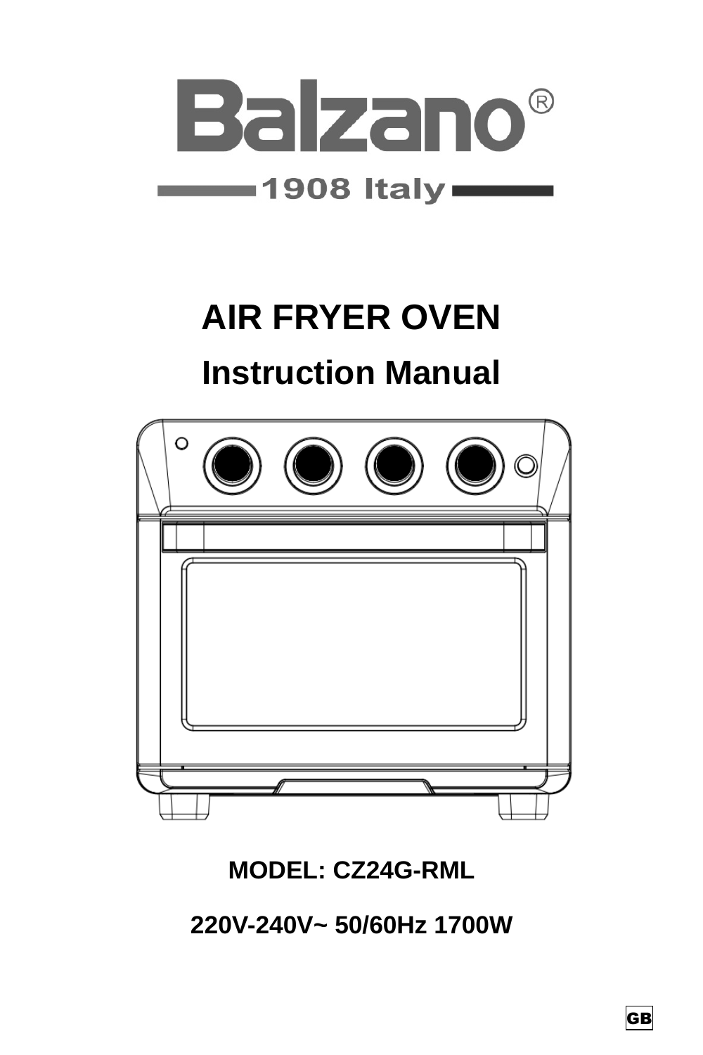Balzano®

1908 Italy

# AIR FRYER OVEN

# Instruction Manual

**MODEL: CZ24G-RML**

**220V-240V~ 50/60Hz 1700W**

GB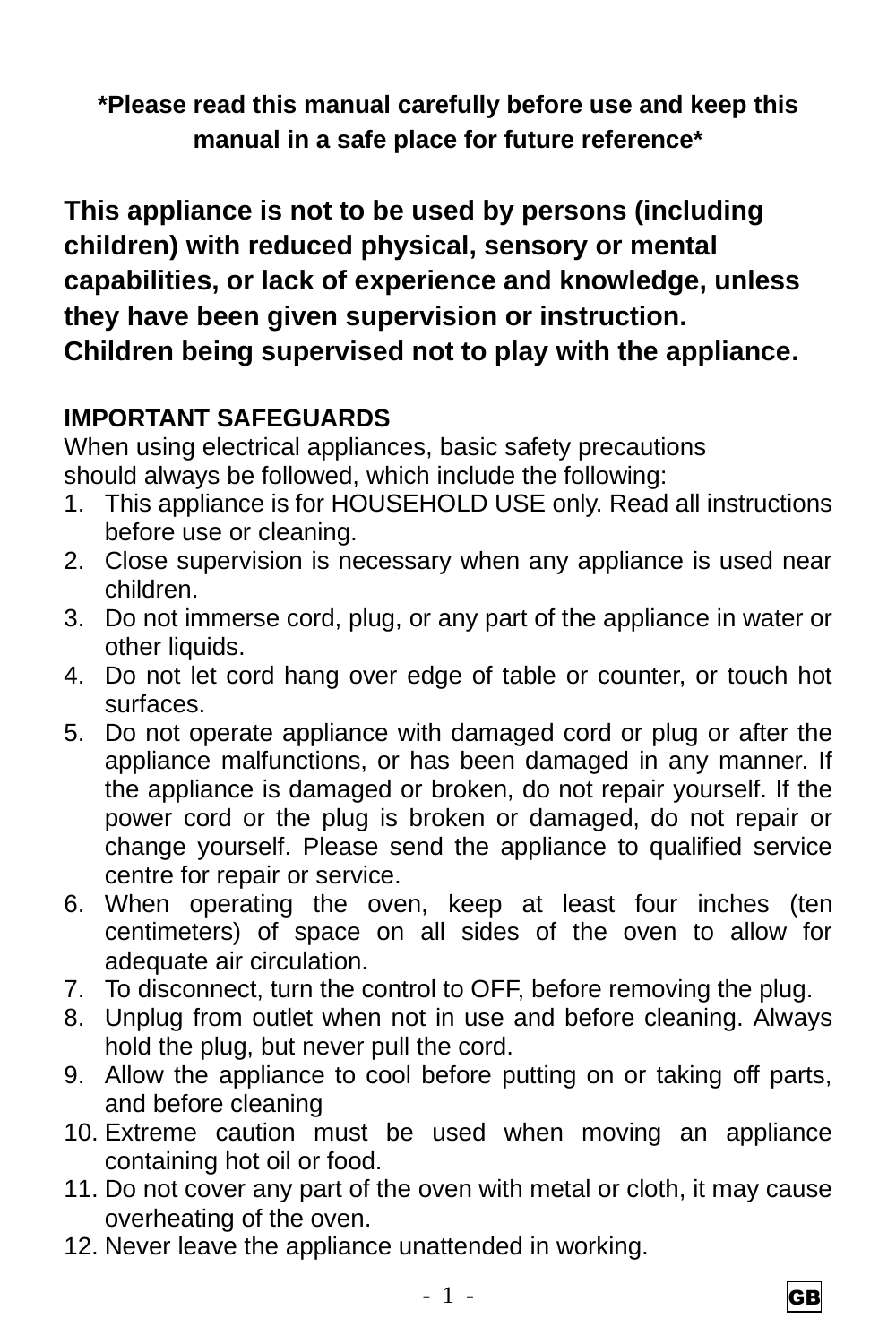**\*Please read this manual carefully before use and keep this manual in a safe place for future reference\***

**This appliance is not to be used by persons (including children) with reduced physical, sensory or mental capabilities, or lack of experience and knowledge, unless they have been given supervision or instruction. Children being supervised not to play with the appliance.**

**IMPORTANT SAFEGUARDS**

When using electrical appliances, basic safety precautions should always be followed, which include the following:

1. This appliance is for HOUSEHOLD USE only. Read all instructions before use or cleaning.
2. Close supervision is necessary when any appliance is used near children.
3. Do not immerse cord, plug, or any part of the appliance in water or other liquids.
4. Do not let cord hang over edge of table or counter, or touch hot surfaces.
5. Do not operate appliance with damaged cord or plug or after the appliance malfunctions, or has been damaged in any manner. If the appliance is damaged or broken, do not repair yourself. If the power cord or the plug is broken or damaged, do not repair or change yourself. Please send the appliance to qualified service centre for repair or service.
6. When operating the oven, keep at least four inches (ten centimeters) of space on all sides of the oven to allow for adequate air circulation.
7. To disconnect, turn the control to OFF, before removing the plug.
8. Unplug from outlet when not in use and before cleaning. Always hold the plug, but never pull the cord.
9. Allow the appliance to cool before putting on or taking off parts, and before cleaning
10. Extreme caution must be used when moving an appliance containing hot oil or food.
11. Do not cover any part of the oven with metal or cloth, it may cause overheating of the oven.
12. Never leave the appliance unattended in working.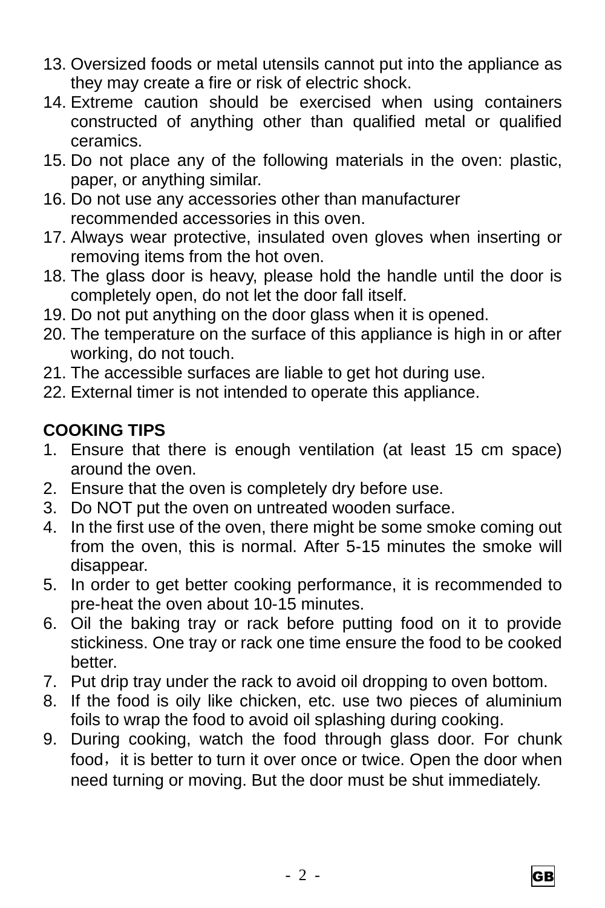13. Oversized foods or metal utensils cannot put into the appliance as they may create a fire or risk of electric shock.
14. Extreme caution should be exercised when using containers constructed of anything other than qualified metal or qualified ceramics.
15. Do not place any of the following materials in the oven: plastic, paper, or anything similar.
16. Do not use any accessories other than manufacturer recommended accessories in this oven.
17. Always wear protective, insulated oven gloves when inserting or removing items from the hot oven.
18. The glass door is heavy, please hold the handle until the door is completely open, do not let the door fall itself.
19. Do not put anything on the door glass when it is opened.
20. The temperature on the surface of this appliance is high in or after working, do not touch.
21. The accessible surfaces are liable to get hot during use.
22. External timer is not intended to operate this appliance.

**COOKING TIPS**

1. Ensure that there is enough ventilation (at least 15 cm space) around the oven.
2. Ensure that the oven is completely dry before use.
3. Do NOT put the oven on untreated wooden surface.
4. In the first use of the oven, there might be some smoke coming out from the oven, this is normal. After 5-15 minutes the smoke will disappear.
5. In order to get better cooking performance, it is recommended to pre-heat the oven about 10-15 minutes.
6. Oil the baking tray or rack before putting food on it to provide stickiness. One tray or rack one time ensure the food to be cooked better.
7. Put drip tray under the rack to avoid oil dropping to oven bottom.
8. If the food is oily like chicken, etc. use two pieces of aluminium foils to wrap the food to avoid oil splashing during cooking.
9. During cooking, watch the food through glass door. For chunk food， it is better to turn it over once or twice. Open the door when need turning or moving. But the door must be shut immediately.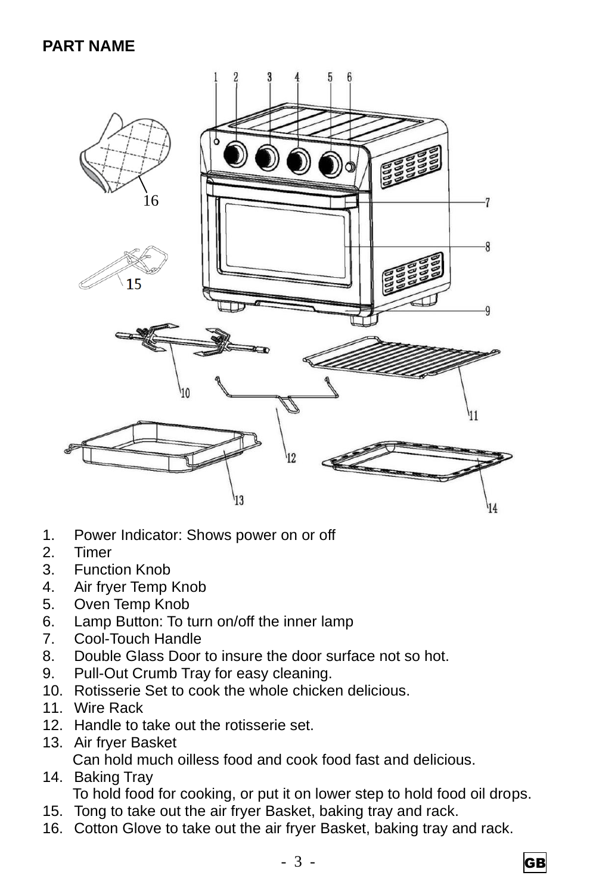## PART NAME

1. Power Indicator: Shows power on or off
2. Timer
3. Function Knob
4. Air fryer Temp Knob
5. Oven Temp Knob
6. Lamp Button: To turn on/off the inner lamp
7. Cool-Touch Handle
8. Double Glass Door to insure the door surface not so hot.
9. Pull-Out Crumb Tray for easy cleaning.
10. Rotisserie Set to cook the whole chicken delicious.
11. Wire Rack
12. Handle to take out the rotisserie set.
13. Air fryer Basket
    Can hold much oilless food and cook food fast and delicious.
14. Baking Tray
    To hold food for cooking, or put it on lower step to hold food oil drops.
15. Tong to take out the air fryer Basket, baking tray and rack.
16. Cotton Glove to take out the air fryer Basket, baking tray and rack.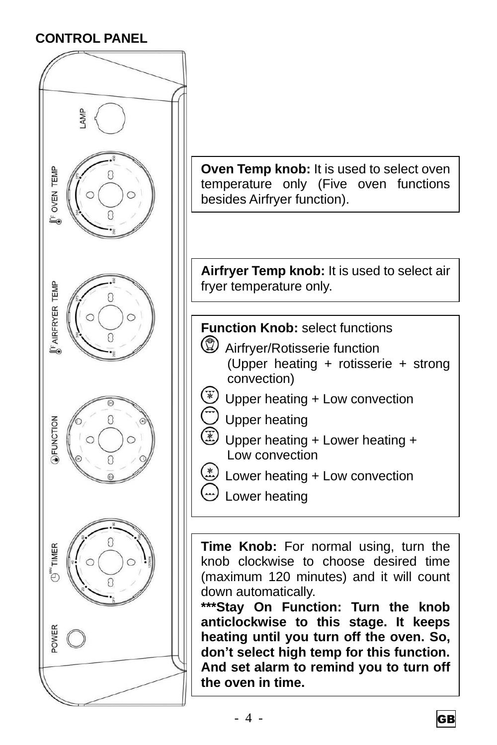## CONTROL PANEL

LAMP

OVEN TEMP

AIRFRYER TEMP

FUNCTION

TIMER

POWER

**Oven Temp knob:** It is used to select oven temperature only (Five oven functions besides Airfryer function).

**Airfryer Temp knob:** It is used to select air fryer temperature only.

**Function Knob:** select functions

- Airfryer/Rotisserie function (Upper heating + rotisserie + strong convection)
- Upper heating + Low convection
- Upper heating
- Upper heating + Lower heating + Low convection
- Lower heating + Low convection
- Lower heating

**Time Knob:** For normal using, turn the knob clockwise to choose desired time (maximum 120 minutes) and it will count down automatically.

**\*\*\*Stay On Function: Turn the knob anticlockwise to this stage. It keeps heating until you turn off the oven. So, don't select high temp for this function. And set alarm to remind you to turn off the oven in time.**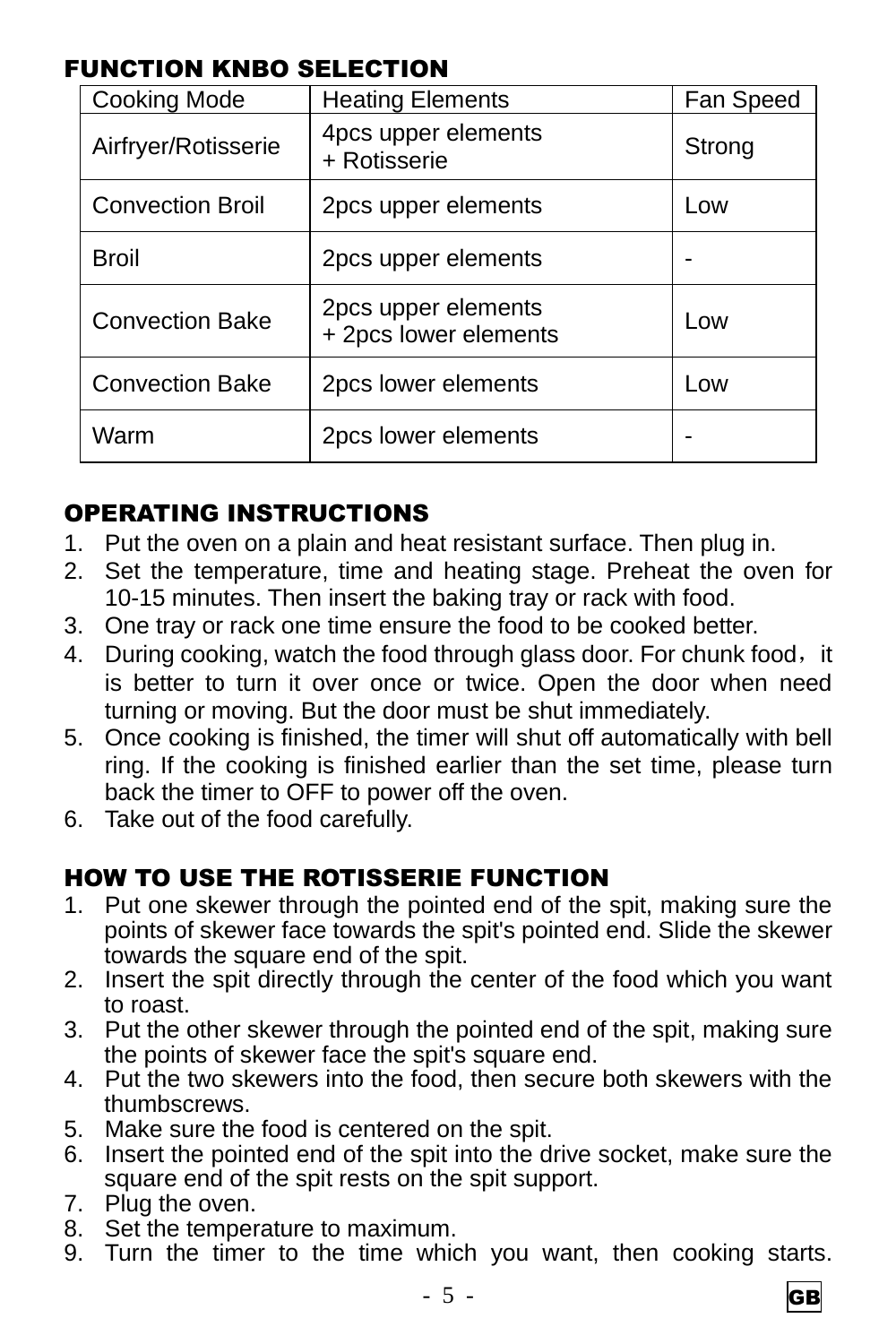## FUNCTION KNBO SELECTION

| Cooking Mode | Heating Elements | Fan Speed |
|---|---|---|
| Airfryer/Rotisserie | 4pcs upper elements + Rotisserie | Strong |
| Convection Broil | 2pcs upper elements | Low |
| Broil | 2pcs upper elements | - |
| Convection Bake | 2pcs upper elements + 2pcs lower elements | Low |
| Convection Bake | 2pcs lower elements | Low |
| Warm | 2pcs lower elements | - |

## OPERATING INSTRUCTIONS

1. Put the oven on a plain and heat resistant surface. Then plug in.
2. Set the temperature, time and heating stage. Preheat the oven for 10-15 minutes. Then insert the baking tray or rack with food.
3. One tray or rack one time ensure the food to be cooked better.
4. During cooking, watch the food through glass door. For chunk food，it is better to turn it over once or twice. Open the door when need turning or moving. But the door must be shut immediately.
5. Once cooking is finished, the timer will shut off automatically with bell ring. If the cooking is finished earlier than the set time, please turn back the timer to OFF to power off the oven.
6. Take out of the food carefully.

## HOW TO USE THE ROTISSERIE FUNCTION

1. Put one skewer through the pointed end of the spit, making sure the points of skewer face towards the spit's pointed end. Slide the skewer towards the square end of the spit.
2. Insert the spit directly through the center of the food which you want to roast.
3. Put the other skewer through the pointed end of the spit, making sure the points of skewer face the spit's square end.
4. Put the two skewers into the food, then secure both skewers with the thumbscrews.
5. Make sure the food is centered on the spit.
6. Insert the pointed end of the spit into the drive socket, make sure the square end of the spit rests on the spit support.
7. Plug the oven.
8. Set the temperature to maximum.
9. Turn the timer to the time which you want, then cooking starts.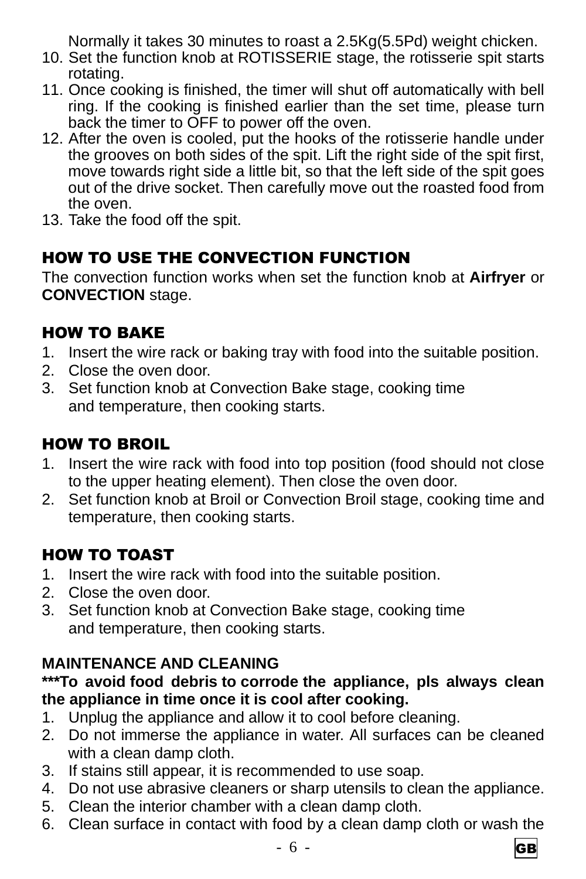Normally it takes 30 minutes to roast a 2.5Kg(5.5Pd) weight chicken.

10. Set the function knob at ROTISSERIE stage, the rotisserie spit starts rotating.
11. Once cooking is finished, the timer will shut off automatically with bell ring. If the cooking is finished earlier than the set time, please turn back the timer to OFF to power off the oven.
12. After the oven is cooled, put the hooks of the rotisserie handle under the grooves on both sides of the spit. Lift the right side of the spit first, move towards right side a little bit, so that the left side of the spit goes out of the drive socket. Then carefully move out the roasted food from the oven.
13. Take the food off the spit.

## HOW TO USE THE CONVECTION FUNCTION

The convection function works when set the function knob at **Airfryer** or **CONVECTION** stage.

## HOW TO BAKE

1. Insert the wire rack or baking tray with food into the suitable position.
2. Close the oven door.
3. Set function knob at Convection Bake stage, cooking time and temperature, then cooking starts.

## HOW TO BROIL

1. Insert the wire rack with food into top position (food should not close to the upper heating element). Then close the oven door.
2. Set function knob at Broil or Convection Broil stage, cooking time and temperature, then cooking starts.

## HOW TO TOAST

1. Insert the wire rack with food into the suitable position.
2. Close the oven door.
3. Set function knob at Convection Bake stage, cooking time and temperature, then cooking starts.

## MAINTENANCE AND CLEANING

**\*\*\*To avoid food debris to corrode the appliance, pls always clean the appliance in time once it is cool after cooking.**

1. Unplug the appliance and allow it to cool before cleaning.
2. Do not immerse the appliance in water. All surfaces can be cleaned with a clean damp cloth.
3. If stains still appear, it is recommended to use soap.
4. Do not use abrasive cleaners or sharp utensils to clean the appliance.
5. Clean the interior chamber with a clean damp cloth.
6. Clean surface in contact with food by a clean damp cloth or wash the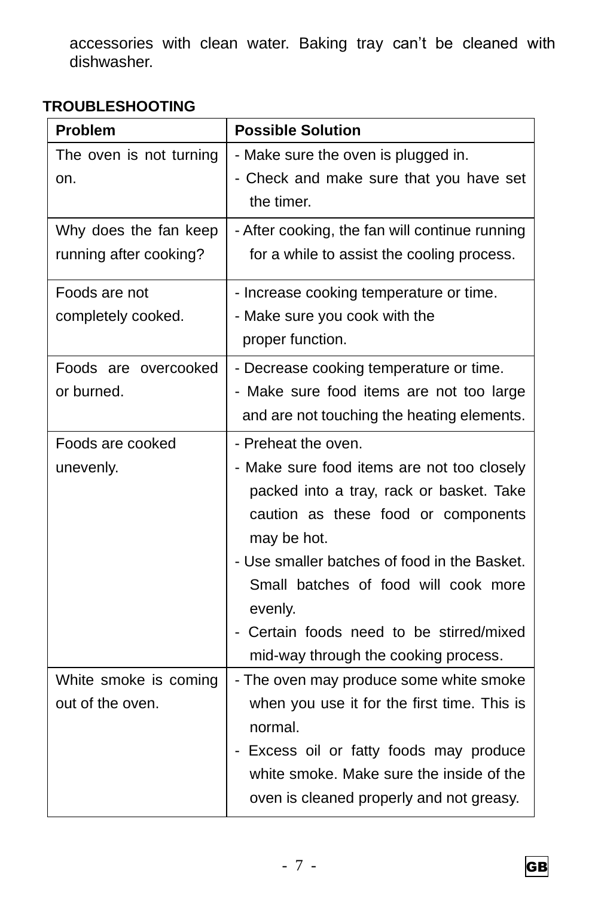accessories with clean water. Baking tray can't be cleaned with dishwasher.

**TROUBLESHOOTING**

| Problem | Possible Solution |
|---|---|
| The oven is not turning on. | - Make sure the oven is plugged in.<br>- Check and make sure that you have set the timer. |
| Why does the fan keep running after cooking? | - After cooking, the fan will continue running for a while to assist the cooling process. |
| Foods are not completely cooked. | - Increase cooking temperature or time.<br>- Make sure you cook with the proper function. |
| Foods are overcooked or burned. | - Decrease cooking temperature or time.<br>- Make sure food items are not too large and are not touching the heating elements. |
| Foods are cooked unevenly. | - Preheat the oven.<br>- Make sure food items are not too closely packed into a tray, rack or basket. Take caution as these food or components may be hot.<br>- Use smaller batches of food in the Basket. Small batches of food will cook more evenly.<br>- Certain foods need to be stirred/mixed mid-way through the cooking process. |
| White smoke is coming out of the oven. | - The oven may produce some white smoke when you use it for the first time. This is normal.<br>- Excess oil or fatty foods may produce white smoke. Make sure the inside of the oven is cleaned properly and not greasy. |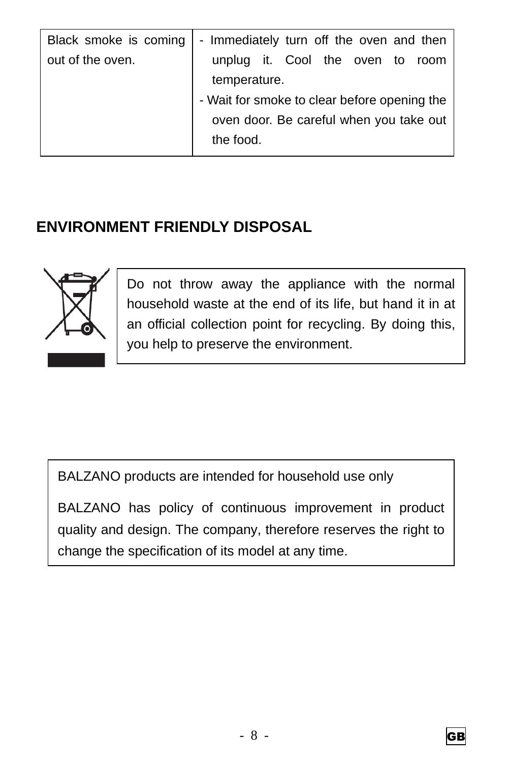| Black smoke is coming out of the oven. | - Immediately turn off the oven and then unplug it. Cool the oven to room temperature.<br>- Wait for smoke to clear before opening the oven door. Be careful when you take out the food. |
|---|---|

## ENVIRONMENT FRIENDLY DISPOSAL

Do not throw away the appliance with the normal household waste at the end of its life, but hand it in at an official collection point for recycling. By doing this, you help to preserve the environment.

BALZANO products are intended for household use only

BALZANO has policy of continuous improvement in product quality and design. The company, therefore reserves the right to change the specification of its model at any time.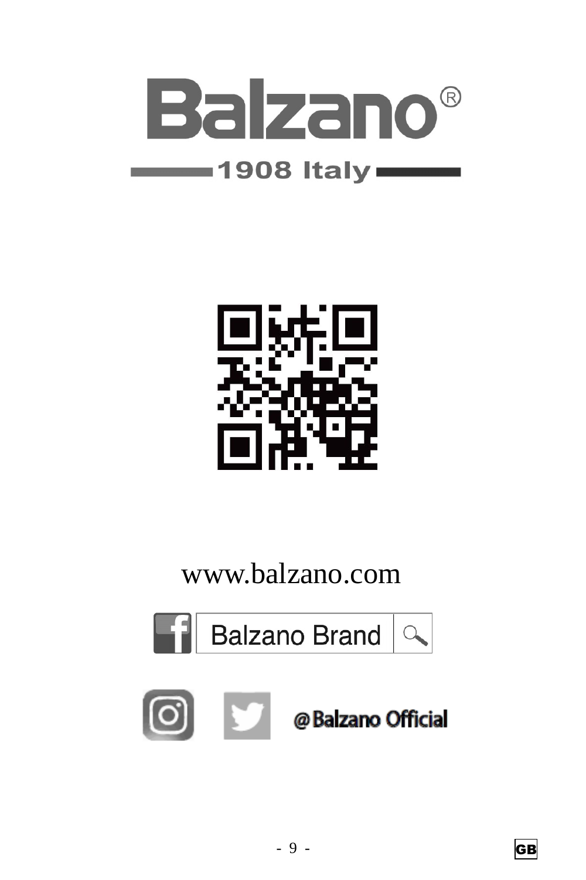# Balzano®

1908 Italy

www.balzano.com

Balzano Brand

@Balzano Official